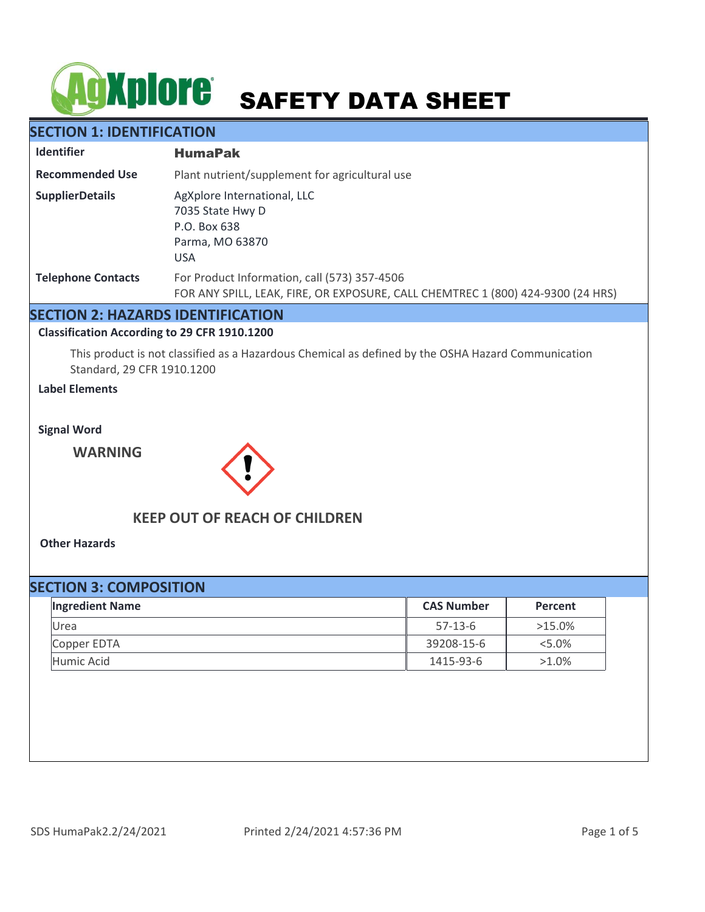# SAFETY DATA SHEET

## SECTION 1: IDENTIFICATION

| | |
|---|---|
| **Identifier** | **HumaPak** |
| **Recommended Use** | Plant nutrient/supplement for agricultural use |
| **SupplierDetails** | AgXplore International, LLC<br>7035 State Hwy D<br>P.O. Box 638<br>Parma, MO 63870<br>USA |
| **Telephone Contacts** | For Product Information, call (573) 357-4506<br>FOR ANY SPILL, LEAK, FIRE, OR EXPOSURE, CALL CHEMTREC 1 (800) 424-9300 (24 HRS) |

## SECTION 2: HAZARDS IDENTIFICATION

**Classification According to 29 CFR 1910.1200**

This product is not classified as a Hazardous Chemical as defined by the OSHA Hazard Communication Standard, 29 CFR 1910.1200

**Label Elements**

**Signal Word**

**WARNING**

**KEEP OUT OF REACH OF CHILDREN**

**Other Hazards**

## SECTION 3: COMPOSITION

| Ingredient Name | CAS Number | Percent |
|---|---|---|
| Urea | 57-13-6 | >15.0% |
| Copper EDTA | 39208-15-6 | <5.0% |
| Humic Acid | 1415-93-6 | >1.0% |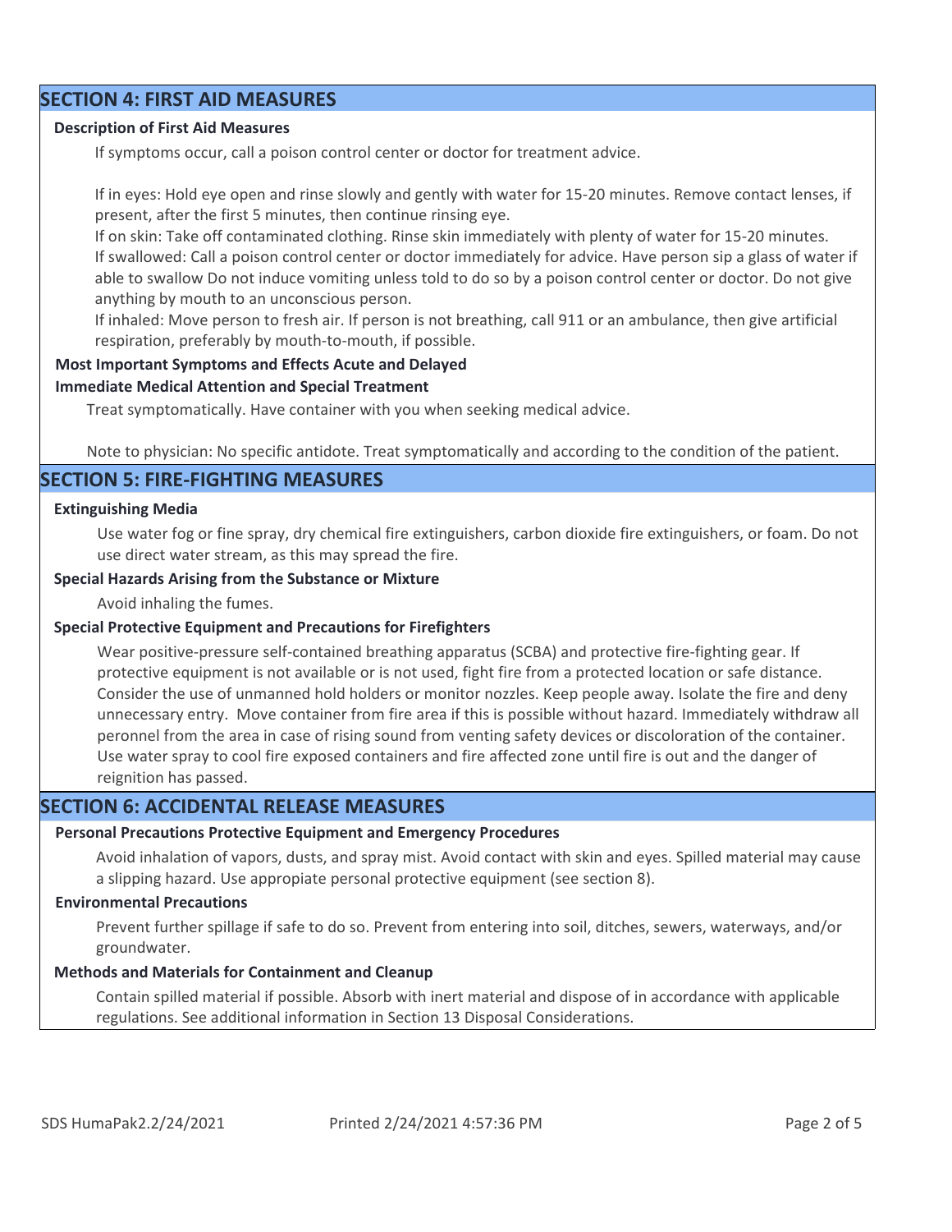## SECTION 4: FIRST AID MEASURES

**Description of First Aid Measures**

If symptoms occur, call a poison control center or doctor for treatment advice.

If in eyes: Hold eye open and rinse slowly and gently with water for 15-20 minutes. Remove contact lenses, if present, after the first 5 minutes, then continue rinsing eye.
If on skin: Take off contaminated clothing. Rinse skin immediately with plenty of water for 15-20 minutes.
If swallowed: Call a poison control center or doctor immediately for advice. Have person sip a glass of water if able to swallow Do not induce vomiting unless told to do so by a poison control center or doctor. Do not give anything by mouth to an unconscious person.
If inhaled: Move person to fresh air. If person is not breathing, call 911 or an ambulance, then give artificial respiration, preferably by mouth-to-mouth, if possible.

**Most Important Symptoms and Effects Acute and Delayed**

**Immediate Medical Attention and Special Treatment**

Treat symptomatically. Have container with you when seeking medical advice.

Note to physician: No specific antidote. Treat symptomatically and according to the condition of the patient.

## SECTION 5: FIRE-FIGHTING MEASURES

**Extinguishing Media**

Use water fog or fine spray, dry chemical fire extinguishers, carbon dioxide fire extinguishers, or foam. Do not use direct water stream, as this may spread the fire.

**Special Hazards Arising from the Substance or Mixture**

Avoid inhaling the fumes.

**Special Protective Equipment and Precautions for Firefighters**

Wear positive-pressure self-contained breathing apparatus (SCBA) and protective fire-fighting gear. If protective equipment is not available or is not used, fight fire from a protected location or safe distance. Consider the use of unmanned hold holders or monitor nozzles. Keep people away. Isolate the fire and deny unnecessary entry. Move container from fire area if this is possible without hazard. Immediately withdraw all peronnel from the area in case of rising sound from venting safety devices or discoloration of the container. Use water spray to cool fire exposed containers and fire affected zone until fire is out and the danger of reignition has passed.

## SECTION 6: ACCIDENTAL RELEASE MEASURES

**Personal Precautions Protective Equipment and Emergency Procedures**

Avoid inhalation of vapors, dusts, and spray mist. Avoid contact with skin and eyes. Spilled material may cause a slipping hazard. Use appropiate personal protective equipment (see section 8).

**Environmental Precautions**

Prevent further spillage if safe to do so. Prevent from entering into soil, ditches, sewers, waterways, and/or groundwater.

**Methods and Materials for Containment and Cleanup**

Contain spilled material if possible. Absorb with inert material and dispose of in accordance with applicable regulations. See additional information in Section 13 Disposal Considerations.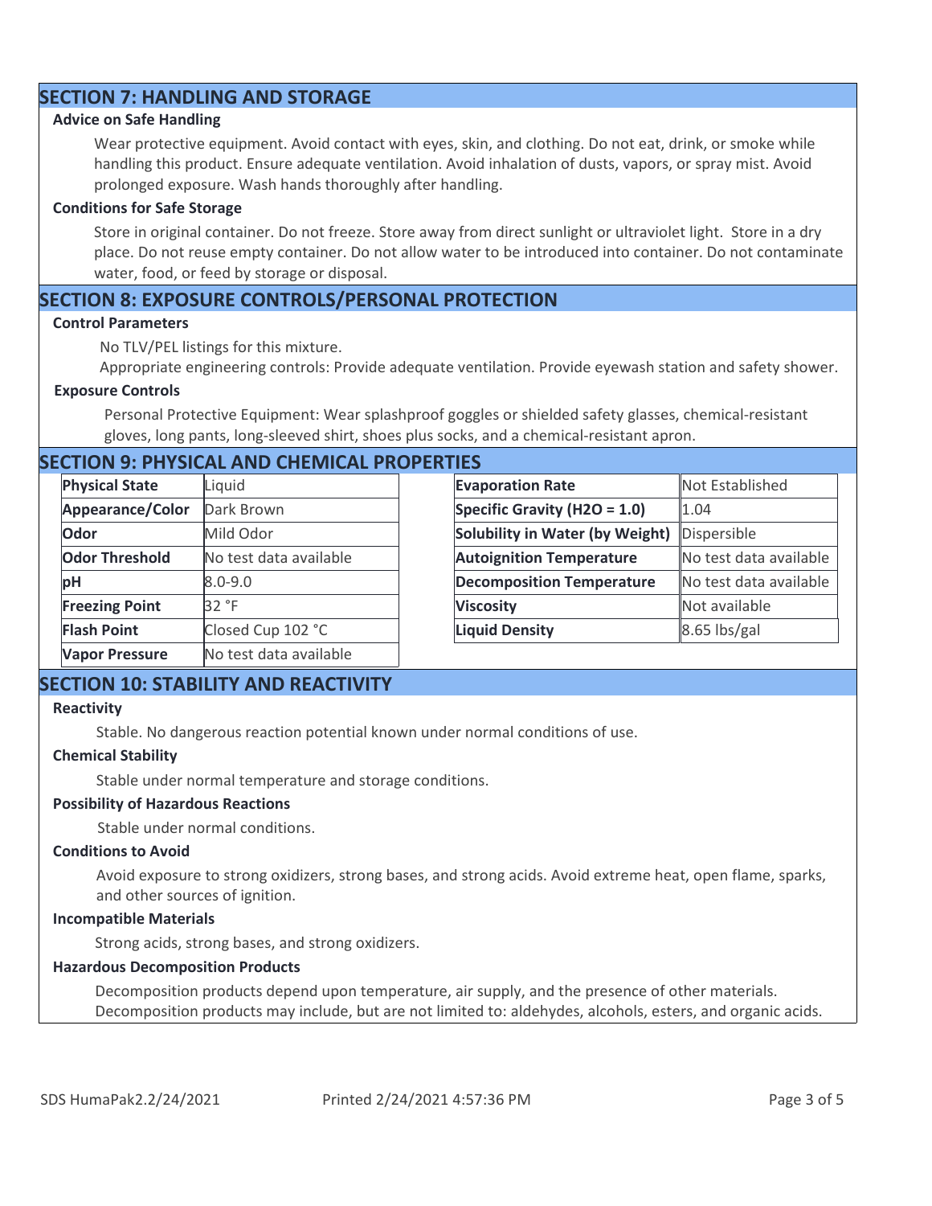## SECTION 7: HANDLING AND STORAGE

### Advice on Safe Handling

Wear protective equipment. Avoid contact with eyes, skin, and clothing. Do not eat, drink, or smoke while handling this product. Ensure adequate ventilation. Avoid inhalation of dusts, vapors, or spray mist. Avoid prolonged exposure. Wash hands thoroughly after handling.

### Conditions for Safe Storage

Store in original container. Do not freeze. Store away from direct sunlight or ultraviolet light. Store in a dry place. Do not reuse empty container. Do not allow water to be introduced into container. Do not contaminate water, food, or feed by storage or disposal.

## SECTION 8: EXPOSURE CONTROLS/PERSONAL PROTECTION

### Control Parameters

No TLV/PEL listings for this mixture.

Appropriate engineering controls: Provide adequate ventilation. Provide eyewash station and safety shower.

### Exposure Controls

Personal Protective Equipment: Wear splashproof goggles or shielded safety glasses, chemical-resistant gloves, long pants, long-sleeved shirt, shoes plus socks, and a chemical-resistant apron.

## SECTION 9: PHYSICAL AND CHEMICAL PROPERTIES

| Property | Value |
|---|---|
| **Physical State** | Liquid |
| **Appearance/Color** | Dark Brown |
| **Odor** | Mild Odor |
| **Odor Threshold** | No test data available |
| **pH** | 8.0-9.0 |
| **Freezing Point** | 32 °F |
| **Flash Point** | Closed Cup 102 °C |
| **Vapor Pressure** | No test data available |

| Property | Value |
|---|---|
| **Evaporation Rate** | Not Established |
| **Specific Gravity ($H_2O$ = 1.0)** | 1.04 |
| **Solubility in Water (by Weight)** | Dispersible |
| **Autoignition Temperature** | No test data available |
| **Decomposition Temperature** | No test data available |
| **Viscosity** | Not available |
| **Liquid Density** | 8.65 lbs/gal |

## SECTION 10: STABILITY AND REACTIVITY

### Reactivity

Stable. No dangerous reaction potential known under normal conditions of use.

### Chemical Stability

Stable under normal temperature and storage conditions.

### Possibility of Hazardous Reactions

Stable under normal conditions.

### Conditions to Avoid

Avoid exposure to strong oxidizers, strong bases, and strong acids. Avoid extreme heat, open flame, sparks, and other sources of ignition.

### Incompatible Materials

Strong acids, strong bases, and strong oxidizers.

### Hazardous Decomposition Products

Decomposition products depend upon temperature, air supply, and the presence of other materials. Decomposition products may include, but are not limited to: aldehydes, alcohols, esters, and organic acids.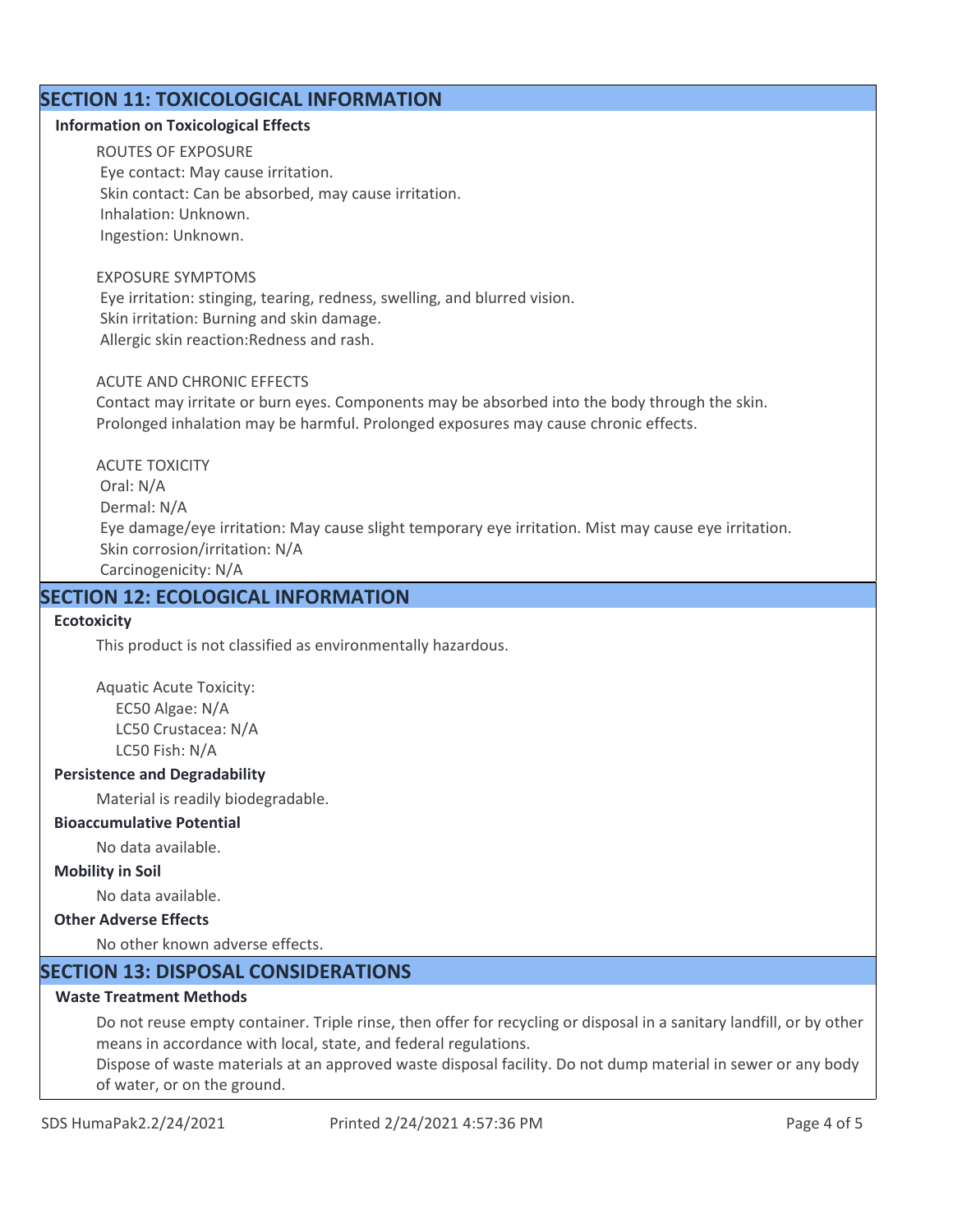## SECTION 11: TOXICOLOGICAL INFORMATION

**Information on Toxicological Effects**

ROUTES OF EXPOSURE
Eye contact: May cause irritation.
Skin contact: Can be absorbed, may cause irritation.
Inhalation: Unknown.
Ingestion: Unknown.

EXPOSURE SYMPTOMS
Eye irritation: stinging, tearing, redness, swelling, and blurred vision.
Skin irritation: Burning and skin damage.
Allergic skin reaction:Redness and rash.

ACUTE AND CHRONIC EFFECTS
Contact may irritate or burn eyes. Components may be absorbed into the body through the skin.
Prolonged inhalation may be harmful. Prolonged exposures may cause chronic effects.

ACUTE TOXICITY
Oral: N/A
Dermal: N/A
Eye damage/eye irritation: May cause slight temporary eye irritation. Mist may cause eye irritation.
Skin corrosion/irritation: N/A
Carcinogenicity: N/A

## SECTION 12: ECOLOGICAL INFORMATION

**Ecotoxicity**

This product is not classified as environmentally hazardous.

Aquatic Acute Toxicity:
EC50 Algae: N/A
LC50 Crustacea: N/A
LC50 Fish: N/A

**Persistence and Degradability**

Material is readily biodegradable.

**Bioaccumulative Potential**

No data available.

**Mobility in Soil**

No data available.

**Other Adverse Effects**

No other known adverse effects.

## SECTION 13: DISPOSAL CONSIDERATIONS

**Waste Treatment Methods**

Do not reuse empty container. Triple rinse, then offer for recycling or disposal in a sanitary landfill, or by other means in accordance with local, state, and federal regulations.
Dispose of waste materials at an approved waste disposal facility. Do not dump material in sewer or any body of water, or on the ground.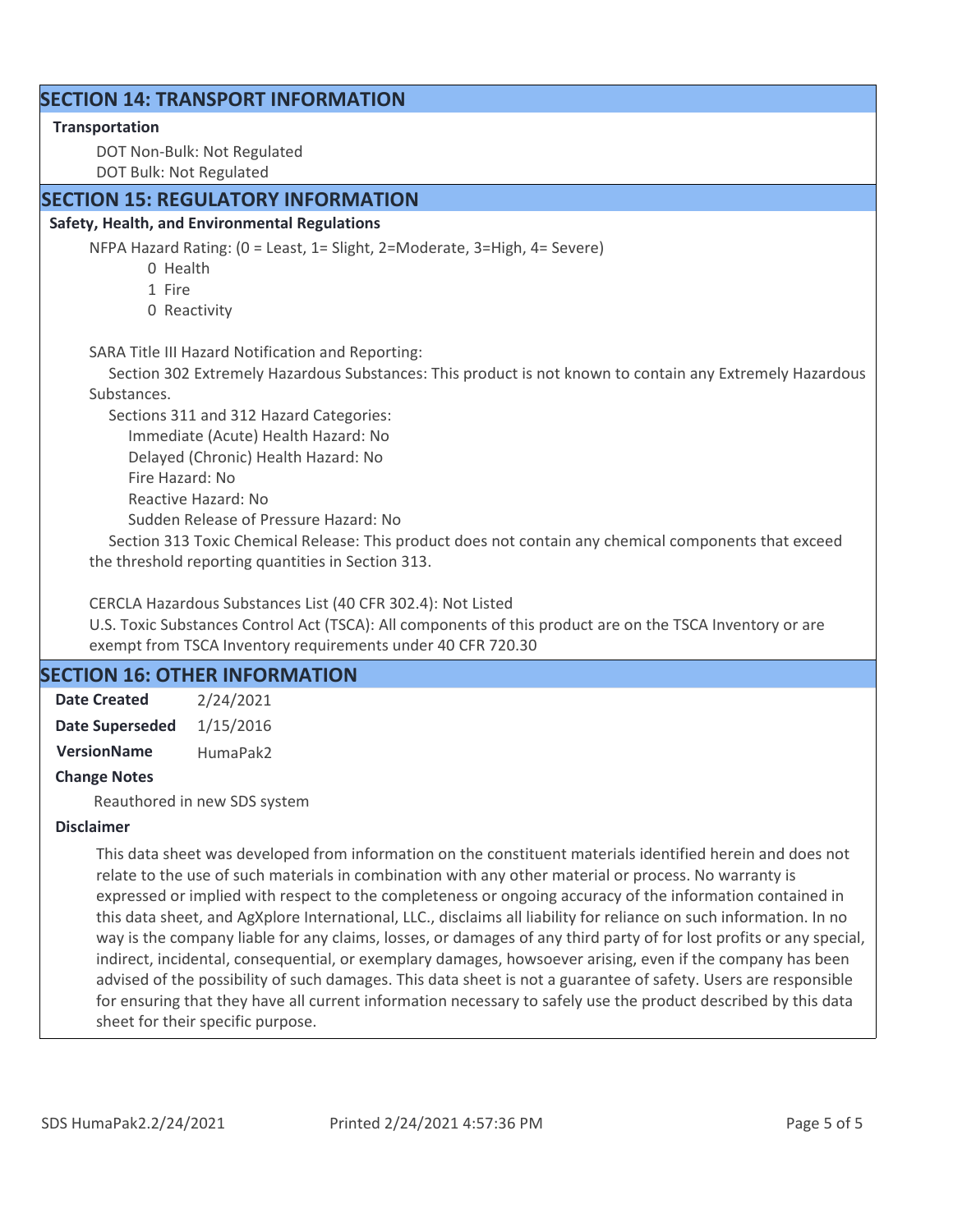## SECTION 14: TRANSPORT INFORMATION

**Transportation**

DOT Non-Bulk: Not Regulated
DOT Bulk: Not Regulated

## SECTION 15: REGULATORY INFORMATION

**Safety, Health, and Environmental Regulations**

NFPA Hazard Rating: (0 = Least, 1= Slight, 2=Moderate, 3=High, 4= Severe)

- 0 Health
- 1 Fire
- 0 Reactivity

SARA Title III Hazard Notification and Reporting:

Section 302 Extremely Hazardous Substances: This product is not known to contain any Extremely Hazardous Substances.

Sections 311 and 312 Hazard Categories:

- Immediate (Acute) Health Hazard: No
- Delayed (Chronic) Health Hazard: No
- Fire Hazard: No
- Reactive Hazard: No
- Sudden Release of Pressure Hazard: No

Section 313 Toxic Chemical Release: This product does not contain any chemical components that exceed the threshold reporting quantities in Section 313.

CERCLA Hazardous Substances List (40 CFR 302.4): Not Listed
U.S. Toxic Substances Control Act (TSCA): All components of this product are on the TSCA Inventory or are exempt from TSCA Inventory requirements under 40 CFR 720.30

## SECTION 16: OTHER INFORMATION

| | |
|---|---|
| **Date Created** | 2/24/2021 |
| **Date Superseded** | 1/15/2016 |
| **VersionName** | HumaPak2 |

**Change Notes**

Reauthored in new SDS system

**Disclaimer**

This data sheet was developed from information on the constituent materials identified herein and does not relate to the use of such materials in combination with any other material or process. No warranty is expressed or implied with respect to the completeness or ongoing accuracy of the information contained in this data sheet, and AgXplore International, LLC., disclaims all liability for reliance on such information. In no way is the company liable for any claims, losses, or damages of any third party of for lost profits or any special, indirect, incidental, consequential, or exemplary damages, howsoever arising, even if the company has been advised of the possibility of such damages. This data sheet is not a guarantee of safety. Users are responsible for ensuring that they have all current information necessary to safely use the product described by this data sheet for their specific purpose.